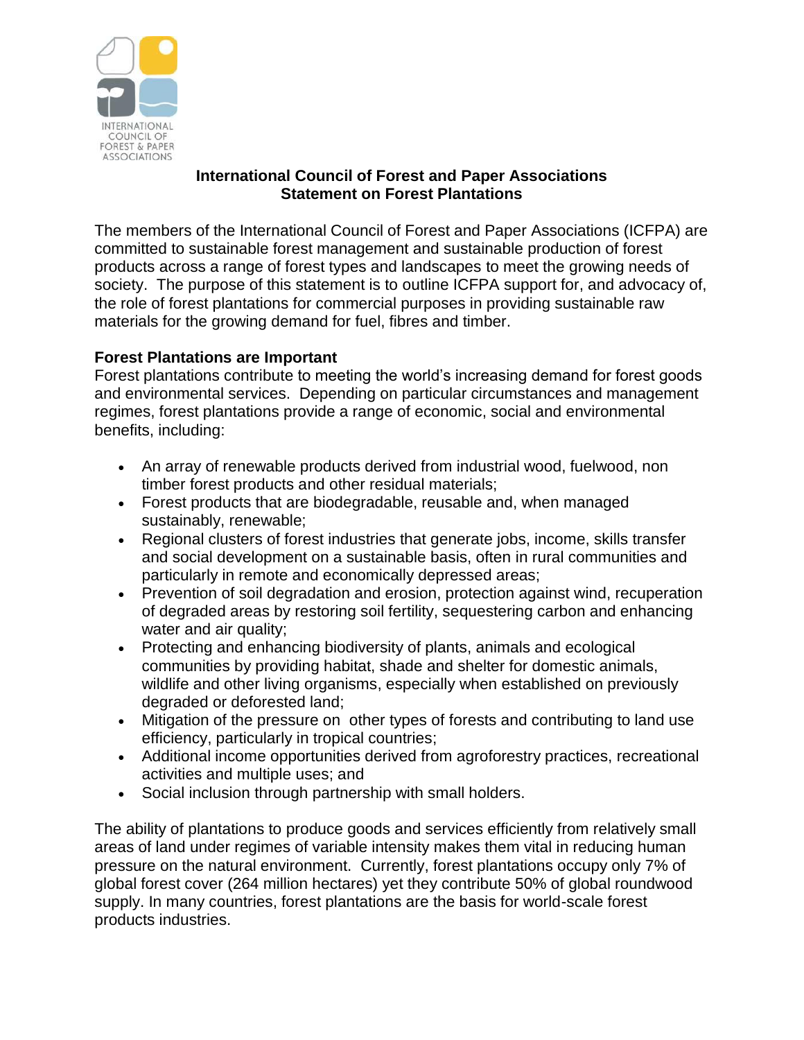INTERNATIONAL COUNCIL OF FOREST & PAPER ASSOCIATIONS

# International Council of Forest and Paper Associations
# Statement on Forest Plantations

The members of the International Council of Forest and Paper Associations (ICFPA) are committed to sustainable forest management and sustainable production of forest products across a range of forest types and landscapes to meet the growing needs of society. The purpose of this statement is to outline ICFPA support for, and advocacy of, the role of forest plantations for commercial purposes in providing sustainable raw materials for the growing demand for fuel, fibres and timber.

**Forest Plantations are Important**

Forest plantations contribute to meeting the world's increasing demand for forest goods and environmental services. Depending on particular circumstances and management regimes, forest plantations provide a range of economic, social and environmental benefits, including:

- An array of renewable products derived from industrial wood, fuelwood, non timber forest products and other residual materials;
- Forest products that are biodegradable, reusable and, when managed sustainably, renewable;
- Regional clusters of forest industries that generate jobs, income, skills transfer and social development on a sustainable basis, often in rural communities and particularly in remote and economically depressed areas;
- Prevention of soil degradation and erosion, protection against wind, recuperation of degraded areas by restoring soil fertility, sequestering carbon and enhancing water and air quality;
- Protecting and enhancing biodiversity of plants, animals and ecological communities by providing habitat, shade and shelter for domestic animals, wildlife and other living organisms, especially when established on previously degraded or deforested land;
- Mitigation of the pressure on other types of forests and contributing to land use efficiency, particularly in tropical countries;
- Additional income opportunities derived from agroforestry practices, recreational activities and multiple uses; and
- Social inclusion through partnership with small holders.

The ability of plantations to produce goods and services efficiently from relatively small areas of land under regimes of variable intensity makes them vital in reducing human pressure on the natural environment. Currently, forest plantations occupy only 7% of global forest cover (264 million hectares) yet they contribute 50% of global roundwood supply. In many countries, forest plantations are the basis for world-scale forest products industries.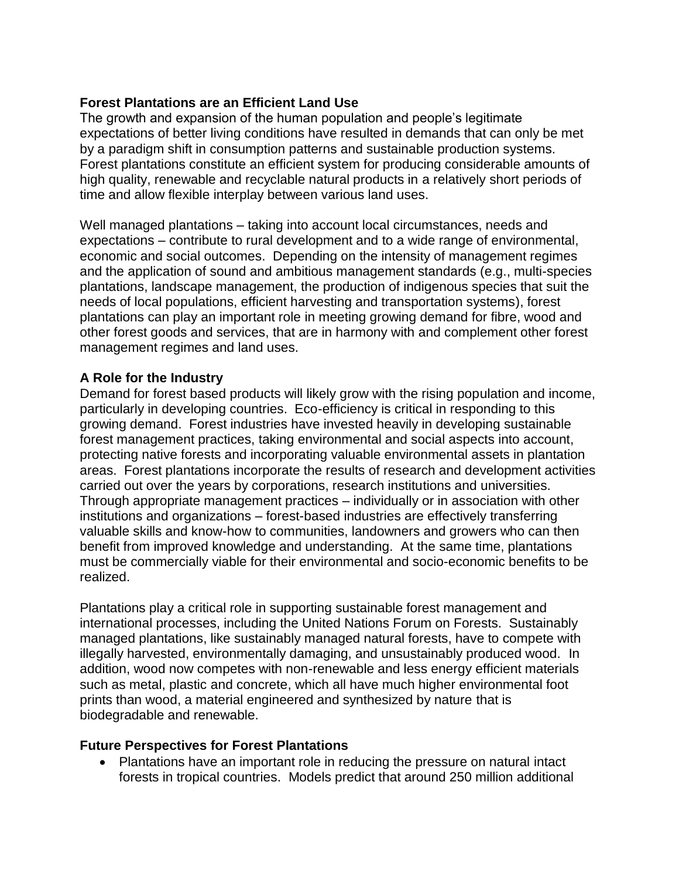**Forest Plantations are an Efficient Land Use**

The growth and expansion of the human population and people's legitimate expectations of better living conditions have resulted in demands that can only be met by a paradigm shift in consumption patterns and sustainable production systems. Forest plantations constitute an efficient system for producing considerable amounts of high quality, renewable and recyclable natural products in a relatively short periods of time and allow flexible interplay between various land uses.

Well managed plantations – taking into account local circumstances, needs and expectations – contribute to rural development and to a wide range of environmental, economic and social outcomes. Depending on the intensity of management regimes and the application of sound and ambitious management standards (e.g., multi-species plantations, landscape management, the production of indigenous species that suit the needs of local populations, efficient harvesting and transportation systems), forest plantations can play an important role in meeting growing demand for fibre, wood and other forest goods and services, that are in harmony with and complement other forest management regimes and land uses.

**A Role for the Industry**

Demand for forest based products will likely grow with the rising population and income, particularly in developing countries. Eco-efficiency is critical in responding to this growing demand. Forest industries have invested heavily in developing sustainable forest management practices, taking environmental and social aspects into account, protecting native forests and incorporating valuable environmental assets in plantation areas. Forest plantations incorporate the results of research and development activities carried out over the years by corporations, research institutions and universities. Through appropriate management practices – individually or in association with other institutions and organizations – forest-based industries are effectively transferring valuable skills and know-how to communities, landowners and growers who can then benefit from improved knowledge and understanding. At the same time, plantations must be commercially viable for their environmental and socio-economic benefits to be realized.

Plantations play a critical role in supporting sustainable forest management and international processes, including the United Nations Forum on Forests. Sustainably managed plantations, like sustainably managed natural forests, have to compete with illegally harvested, environmentally damaging, and unsustainably produced wood. In addition, wood now competes with non-renewable and less energy efficient materials such as metal, plastic and concrete, which all have much higher environmental foot prints than wood, a material engineered and synthesized by nature that is biodegradable and renewable.

**Future Perspectives for Forest Plantations**

- Plantations have an important role in reducing the pressure on natural intact forests in tropical countries. Models predict that around 250 million additional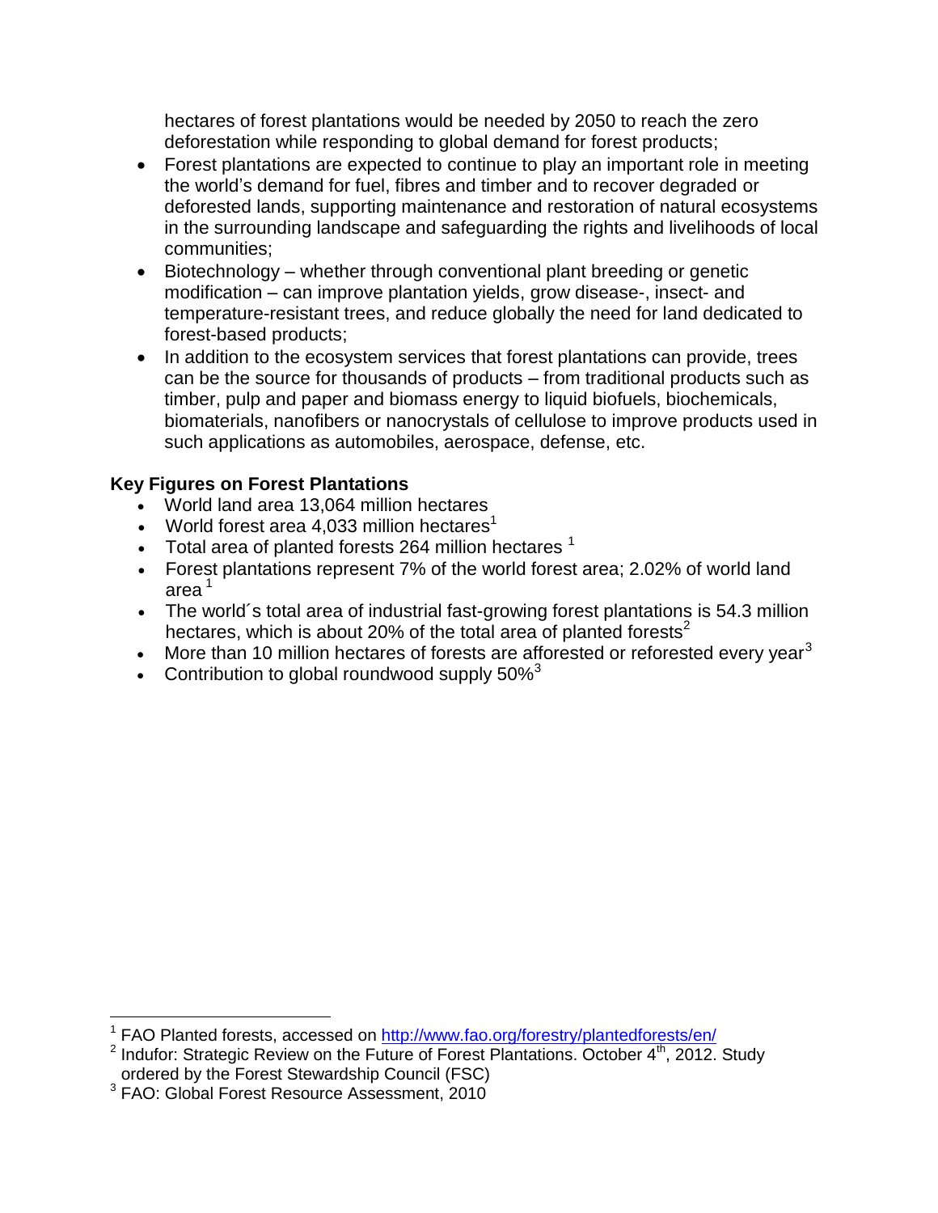hectares of forest plantations would be needed by 2050 to reach the zero deforestation while responding to global demand for forest products;

- Forest plantations are expected to continue to play an important role in meeting the world's demand for fuel, fibres and timber and to recover degraded or deforested lands, supporting maintenance and restoration of natural ecosystems in the surrounding landscape and safeguarding the rights and livelihoods of local communities;
- Biotechnology – whether through conventional plant breeding or genetic modification – can improve plantation yields, grow disease-, insect- and temperature-resistant trees, and reduce globally the need for land dedicated to forest-based products;
- In addition to the ecosystem services that forest plantations can provide, trees can be the source for thousands of products – from traditional products such as timber, pulp and paper and biomass energy to liquid biofuels, biochemicals, biomaterials, nanofibers or nanocrystals of cellulose to improve products used in such applications as automobiles, aerospace, defense, etc.

**Key Figures on Forest Plantations**

- World land area 13,064 million hectares
- World forest area 4,033 million hectares[1]
- Total area of planted forests 264 million hectares [1]
- Forest plantations represent 7% of the world forest area; 2.02% of world land area [1]
- The world´s total area of industrial fast-growing forest plantations is 54.3 million hectares, which is about 20% of the total area of planted forests[2]
- More than 10 million hectares of forests are afforested or reforested every year[3]
- Contribution to global roundwood supply 50%[3]

---

[1] FAO Planted forests, accessed on http://www.fao.org/forestry/plantedforests/en/

[2] Indufor: Strategic Review on the Future of Forest Plantations. October 4th, 2012. Study ordered by the Forest Stewardship Council (FSC)

[3] FAO: Global Forest Resource Assessment, 2010